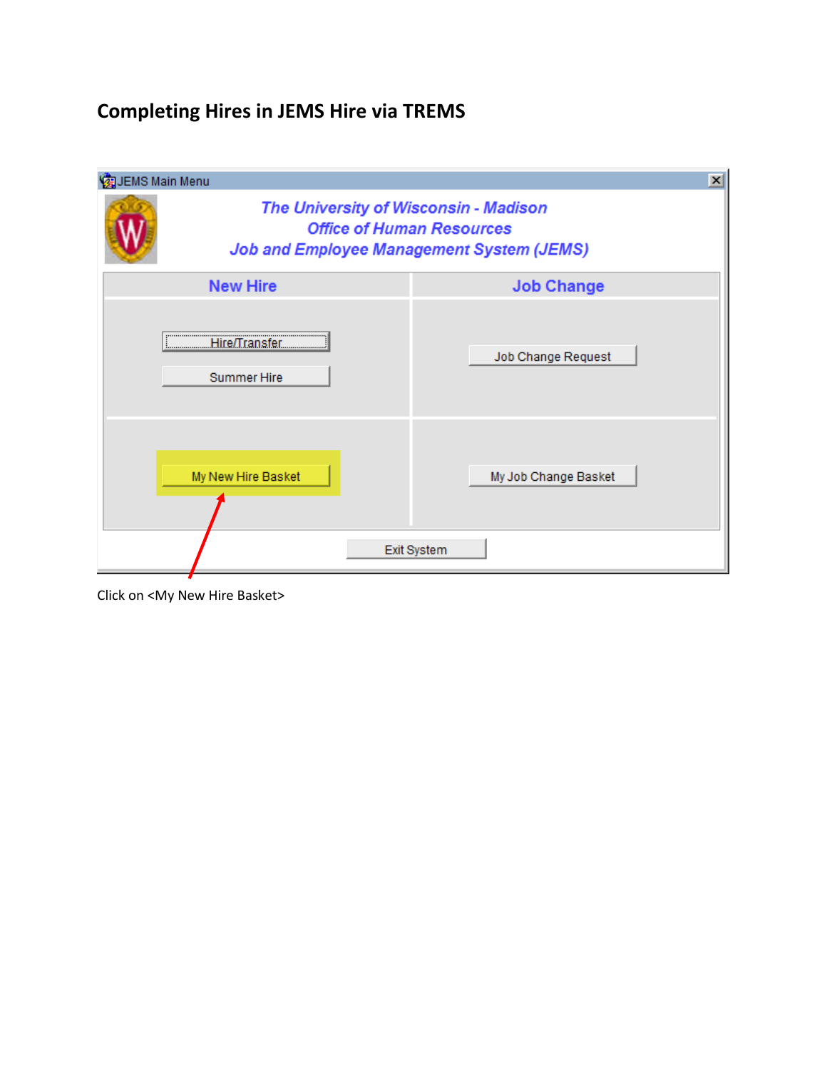# Completing Hires in JEMS Hire via TREMS

JEMS Main Menu

*The University of Wisconsin - Madison*
*Office of Human Resources*
*Job and Employee Management System (JEMS)*

| New Hire | Job Change |
| --- | --- |
| Hire/Transfer | Job Change Request |
| Summer Hire | |
| My New Hire Basket | My Job Change Basket |

Exit System

Click on <My New Hire Basket>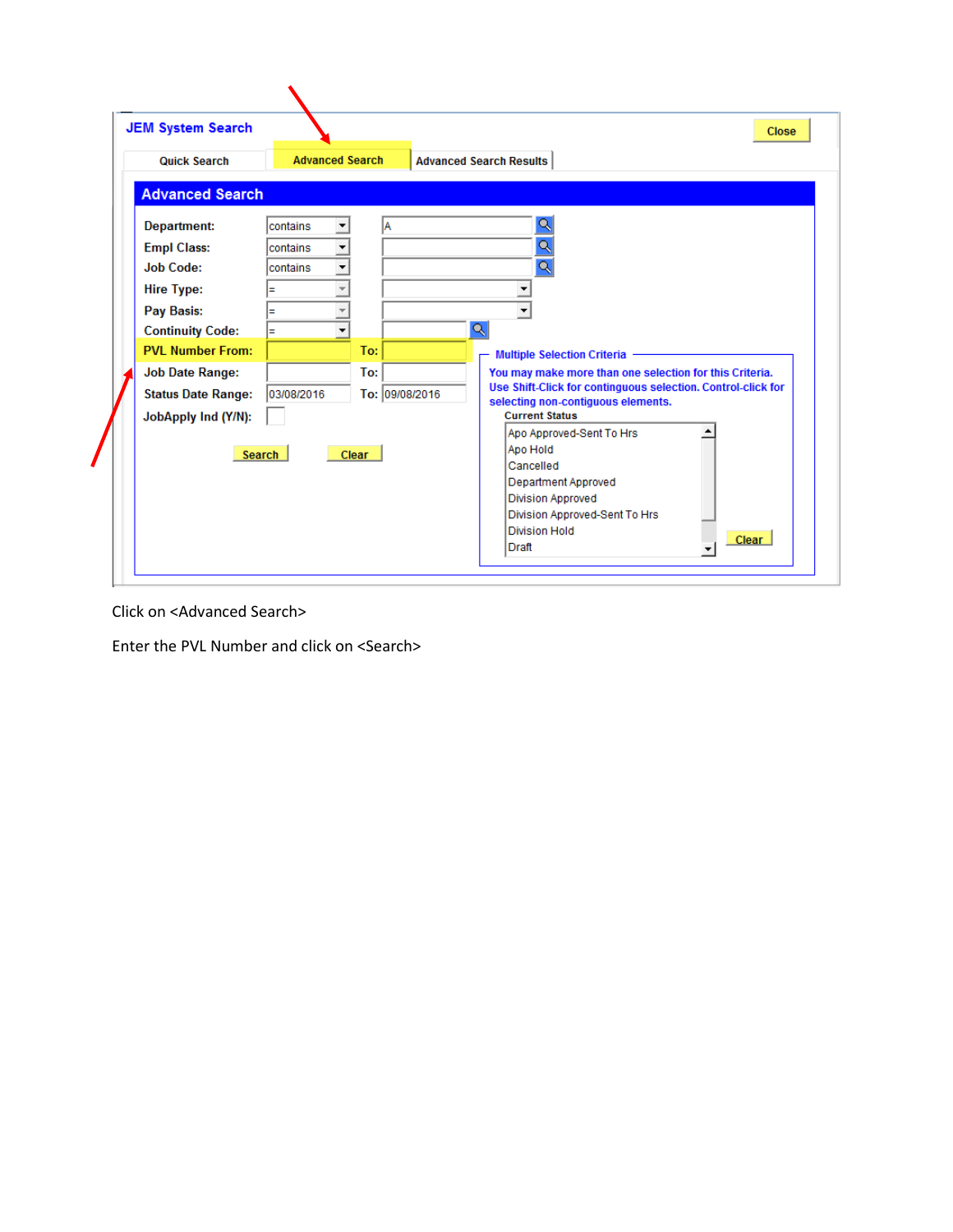JEM System Search

Close

Quick Search | Advanced Search | Advanced Search Results

## Advanced Search

| | | |
|---|---|---|
| Department: | contains | A |
| Empl Class: | contains | |
| Job Code: | contains | |
| Hire Type: | = | |
| Pay Basis: | = | |
| Continuity Code: | = | |
| PVL Number From: | | To: |
| Job Date Range: | | To: |
| Status Date Range: | 03/08/2016 | To: 09/08/2016 |
| JobApply Ind (Y/N): | | |

Search | Clear

**Multiple Selection Criteria**

You may make more than one selection for this Criteria. Use Shift-Click for contingous selection. Control-click for selecting non-contiguous elements.

**Current Status**

- Apo Approved-Sent To Hrs
- Apo Hold
- Cancelled
- Department Approved
- Division Approved
- Division Approved-Sent To Hrs
- Division Hold
- Draft

Clear

Click on <Advanced Search>

Enter the PVL Number and click on <Search>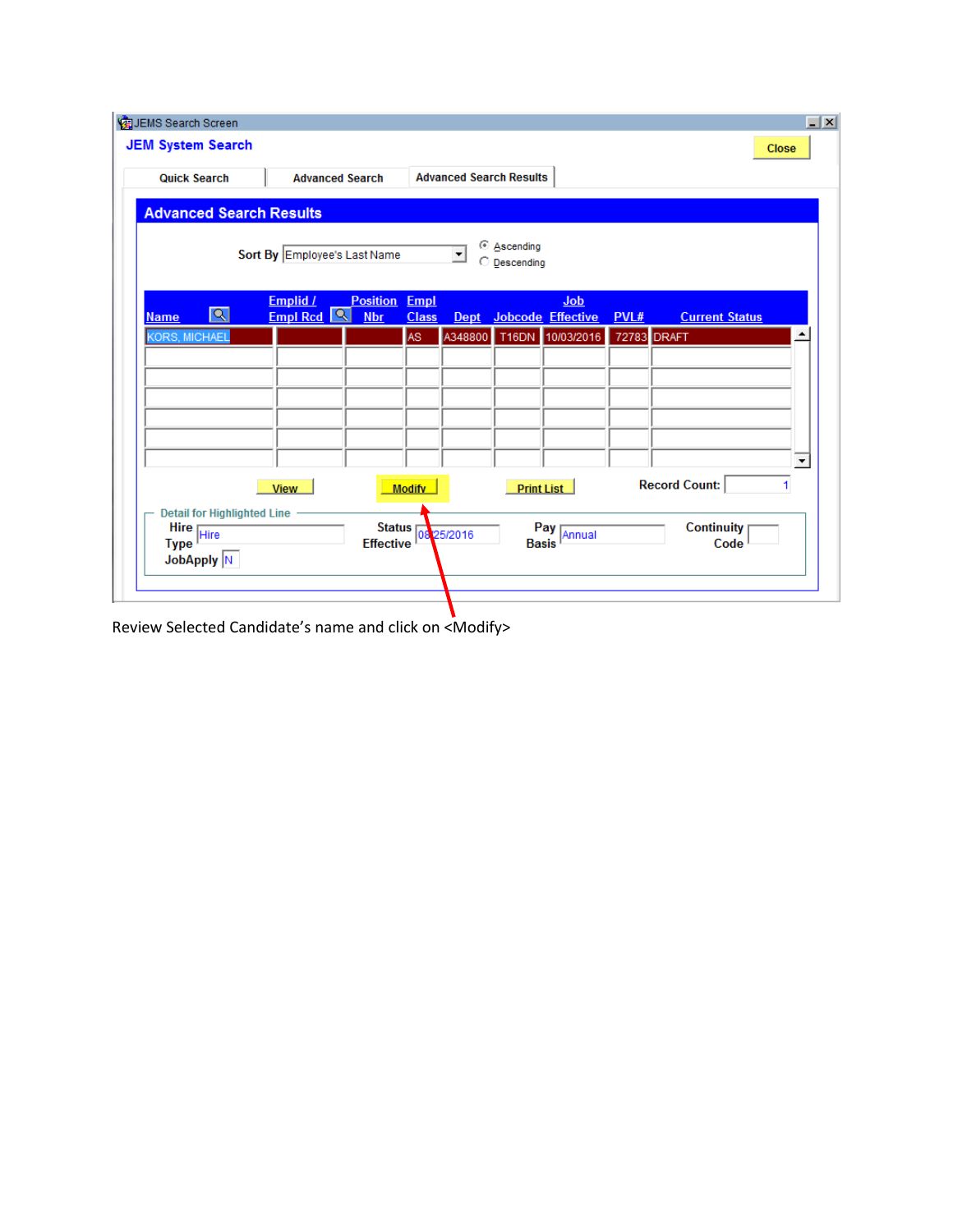JEMS Search Screen

**JEM System Search**

Close

Quick Search | Advanced Search | Advanced Search Results

## Advanced Search Results

Sort By: Employee's Last Name

- Ascending
- Descending

| Name | Emplid / Empl Rcd | Position Nbr | Empl Class | Dept | Jobcode | Job Effective | PVL# | Current Status |
|---|---|---|---|---|---|---|---|---|
| KORS, MICHAEL | | | AS | A348800 | T16DN | 10/03/2016 | 72783 | DRAFT |

View | Modify | Print List

Record Count: 1

**Detail for Highlighted Line**

Hire Type: Hire

Status Effective: 08/25/2016

Pay Basis: Annual

Continuity Code:

JobApply: N

Review Selected Candidate's name and click on <Modify>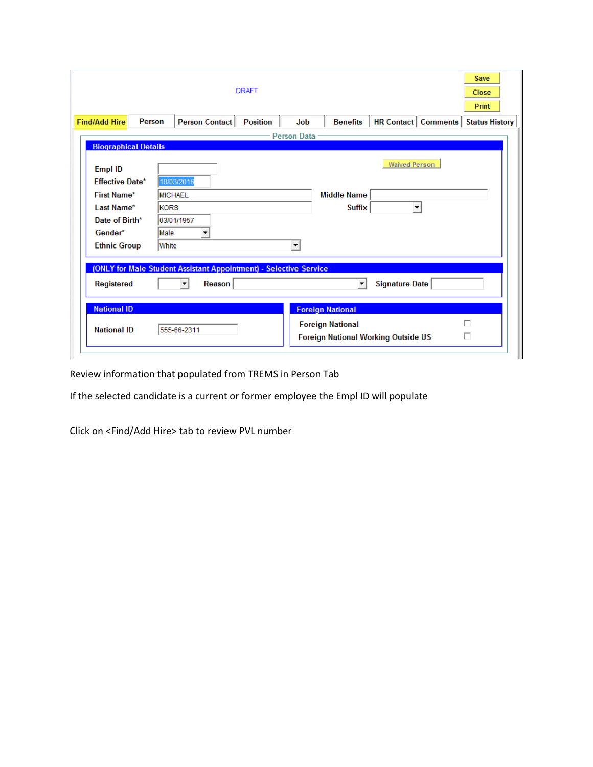DRAFT

Save | Close | Print

Find/Add Hire | Person | Person Contact | Position | Job | Benefits | HR Contact | Comments | Status History

Person Data

**Biographical Details**

Waived Person

| Field | Value | Field | Value |
|---|---|---|---|
| Empl ID | | | |
| Effective Date* | 10/03/2016 | | |
| First Name* | MICHAEL | Middle Name | |
| Last Name* | KORS | Suffix | |
| Date of Birth* | 03/01/1957 | | |
| Gender* | Male | | |
| Ethnic Group | White | | |

**(ONLY for Male Student Assistant Appointment) - Selective Service**

| Registered | Reason | Signature Date |
|---|---|---|
| | | |

**National ID**

National ID: 555-66-2311

**Foreign National**

- Foreign National ☐
- Foreign National Working Outside US ☐

Review information that populated from TREMS in Person Tab

If the selected candidate is a current or former employee the Empl ID will populate

Click on <Find/Add Hire> tab to review PVL number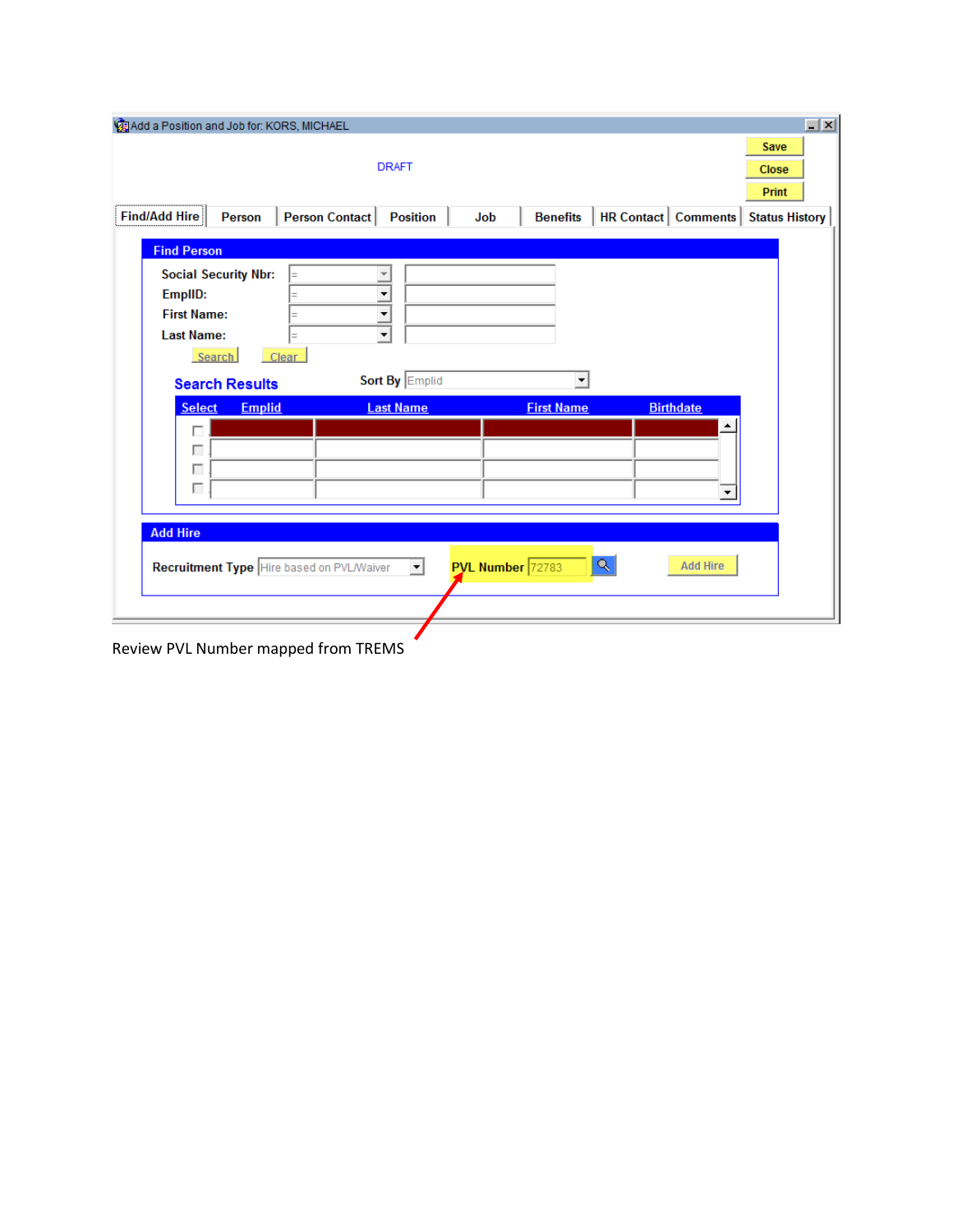Add a Position and Job for: KORS, MICHAEL

DRAFT

Save | Close | Print

Find/Add Hire | Person | Person Contact | Position | Job | Benefits | HR Contact | Comments | Status History

**Find Person**

Social Security Nbr: =

EmplID: =

First Name: =

Last Name: =

Search | Clear

**Search Results** — Sort By: Emplid

| Select | Emplid | Last Name | First Name | Birthdate |
|---|---|---|---|---|
| | | | | |
| | | | | |
| | | | | |
| | | | | |

**Add Hire**

Recruitment Type: Hire based on PVL/Waiver — PVL Number: 72783 — Add Hire

Review PVL Number mapped from TREMS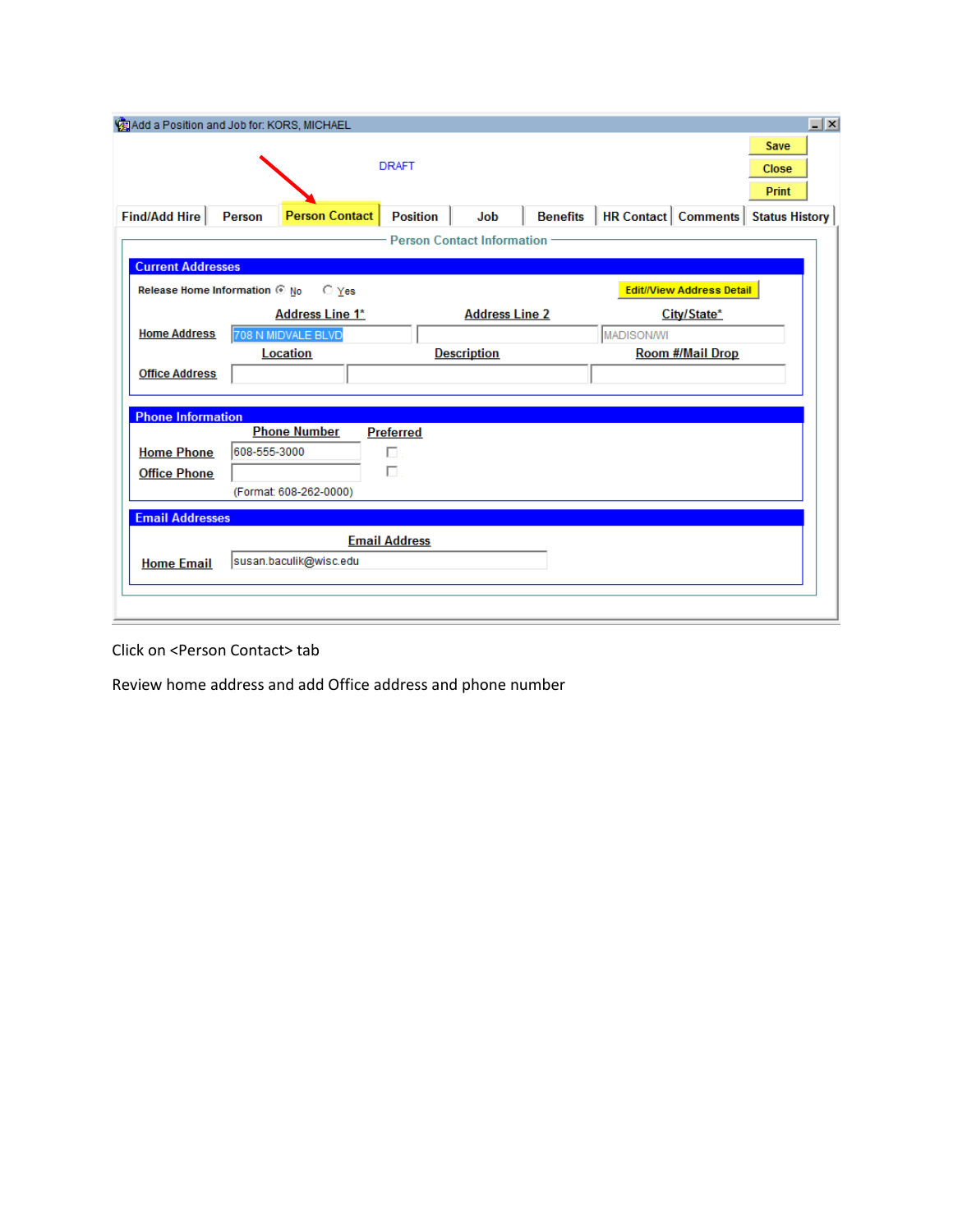Add a Position and Job for: KORS, MICHAEL

DRAFT

Save

Close

Print

Find/Add Hire | Person | Person Contact | Position | Job | Benefits | HR Contact | Comments | Status History

Person Contact Information

**Current Addresses**

Release Home Information ◉ No ○ Yes

Edit/View Address Detail

| | Address Line 1* | Address Line 2 | City/State* |
|---|---|---|---|
| Home Address | 708 N MIDVALE BLVD | | MADISON/WI |

| | Location | Description | Room #/Mail Drop |
|---|---|---|---|
| Office Address | | | |

**Phone Information**

| | Phone Number | Preferred |
|---|---|---|
| Home Phone | 608-555-3000 | ☐ |
| Office Phone | | ☐ |

(Format: 608-262-0000)

**Email Addresses**

| | Email Address |
|---|---|
| Home Email | susan.baculik@wisc.edu |

Click on <Person Contact> tab

Review home address and add Office address and phone number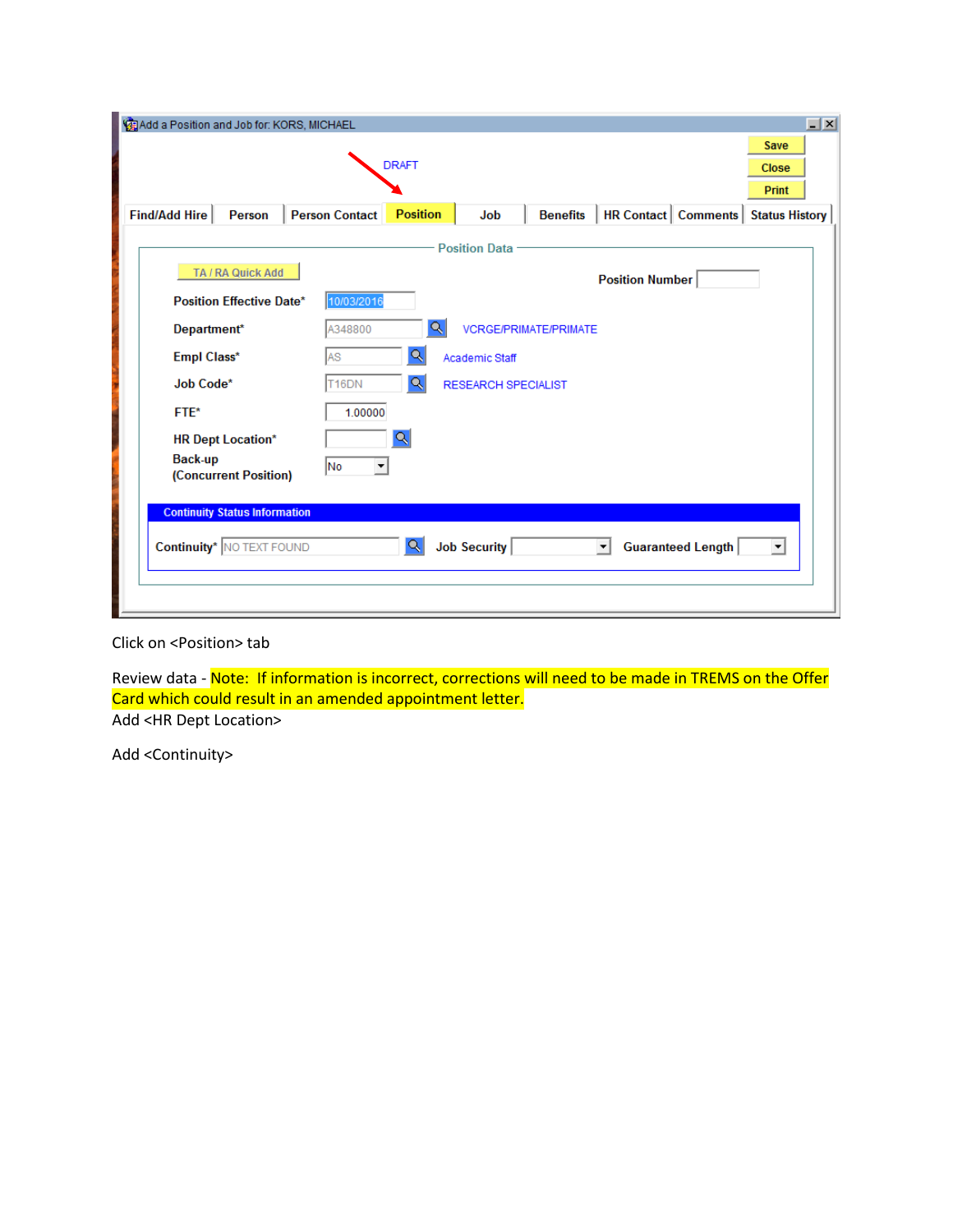Click on <Position> tab

Review data - Note:  If information is incorrect, corrections will need to be made in TREMS on the Offer Card which could result in an amended appointment letter.

Add <HR Dept Location>

Add <Continuity>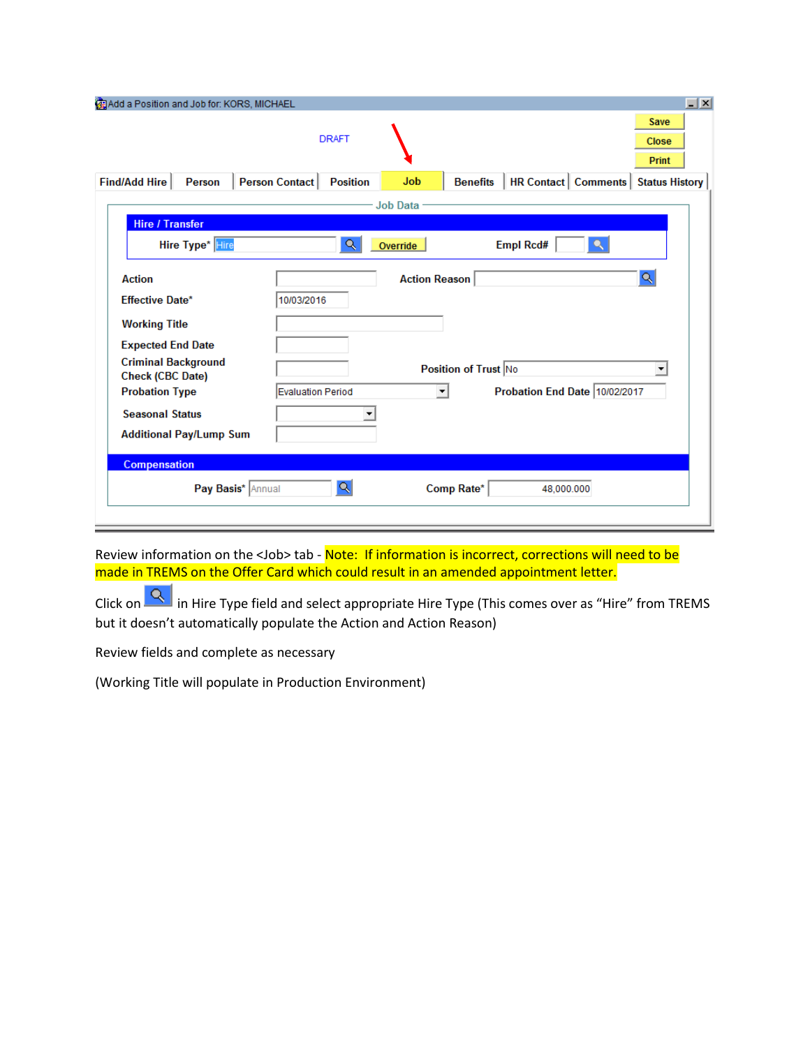Add a Position and Job for: KORS, MICHAEL

DRAFT

Save | Close | Print

Find/Add Hire | Person | Person Contact | Position | Job | Benefits | HR Contact | Comments | Status History

Job Data

**Hire / Transfer**

Hire Type* Hire | Override | Empl Rcd#

| | | | |
|---|---|---|---|
| Action | | Action Reason | |
| Effective Date* | 10/03/2016 | | |
| Working Title | | | |
| Expected End Date | | | |
| Criminal Background Check (CBC Date) | | Position of Trust | No |
| Probation Type | Evaluation Period | Probation End Date | 10/02/2017 |
| Seasonal Status | | | |
| Additional Pay/Lump Sum | | | |

**Compensation**

Pay Basis* Annual | Comp Rate* 48,000.000

Review information on the <Job> tab - Note: If information is incorrect, corrections will need to be made in TREMS on the Offer Card which could result in an amended appointment letter.

Click on [search icon] in Hire Type field and select appropriate Hire Type (This comes over as "Hire" from TREMS but it doesn't automatically populate the Action and Action Reason)

Review fields and complete as necessary

(Working Title will populate in Production Environment)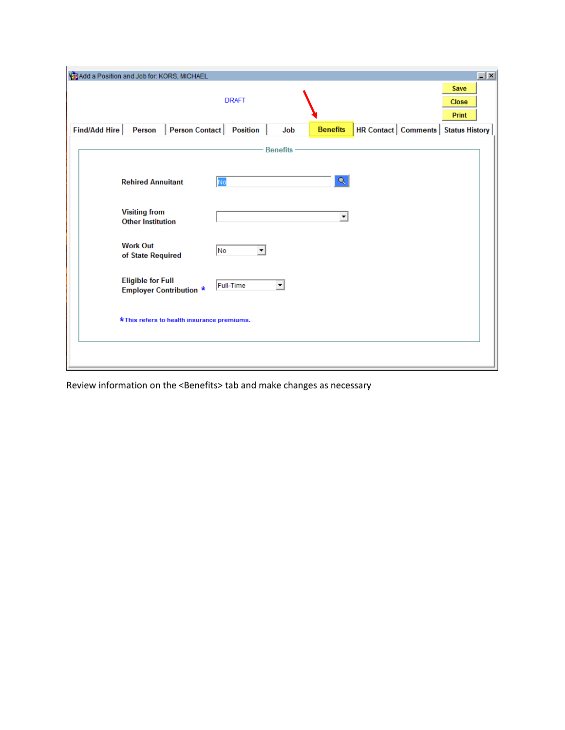Add a Position and Job for: KORS, MICHAEL

DRAFT

Save

Close

Print

Find/Add Hire | Person | Person Contact | Position | Job | **Benefits** | HR Contact | Comments | Status History

**Benefits**

**Rehired Annuitant** No

**Visiting from Other Institution**

**Work Out of State Required** No

**Eligible for Full Employer Contribution** * Full-Time

*This refers to health insurance premiums.

Review information on the <Benefits> tab and make changes as necessary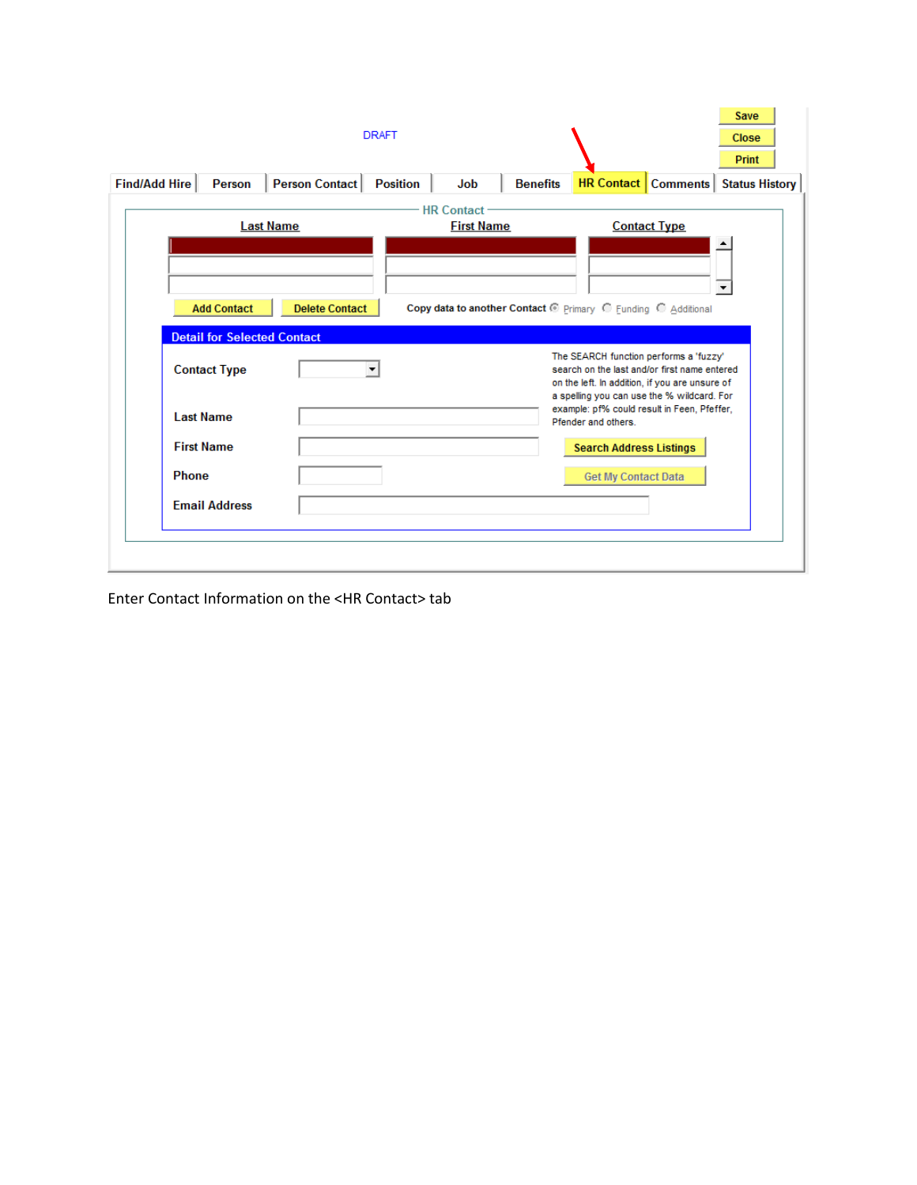DRAFT

Save

Close

Print

Find/Add Hire | Person | Person Contact | Position | Job | Benefits | HR Contact | Comments | Status History

HR Contact

| Last Name | First Name | Contact Type |
| --- | --- | --- |
| | | |
| | | |
| | | |

Add Contact    Delete Contact    Copy data to another Contact ◉ Primary ○ Funding ○ Additional

**Detail for Selected Contact**

Contact Type

Last Name

First Name

Phone

Email Address

The SEARCH function performs a 'fuzzy' search on the last and/or first name entered on the left. In addition, if you are unsure of a spelling you can use the % wildcard. For example: pf% could result in Feen, Pfeffer, Pfender and others.

Search Address Listings

Get My Contact Data

Enter Contact Information on the <HR Contact> tab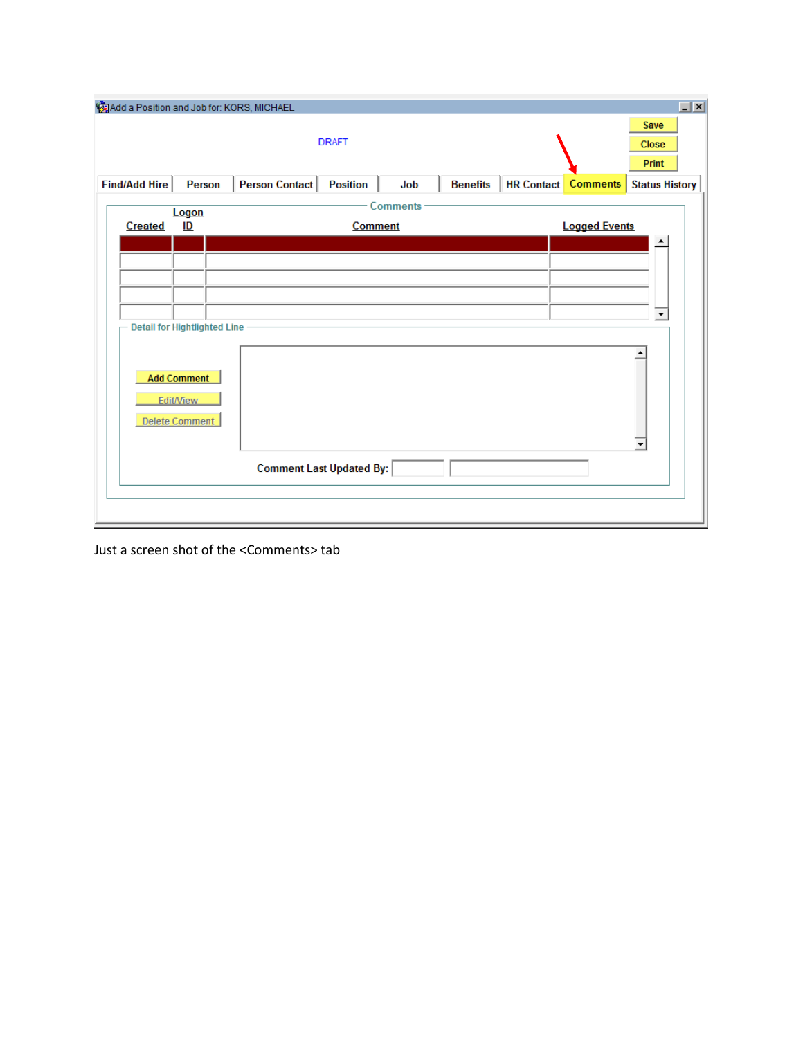Add a Position and Job for: KORS, MICHAEL

DRAFT

Save

Close

Print

Find/Add Hire | Person | Person Contact | Position | Job | Benefits | HR Contact | Comments | Status History

Comments

| Created | Logon ID | Comment | Logged Events |
|---|---|---|---|
| | | | |
| | | | |
| | | | |
| | | | |
| | | | |

Detail for Hightlighted Line

Add Comment

Edit/View

Delete Comment

Comment Last Updated By:

Just a screen shot of the <Comments> tab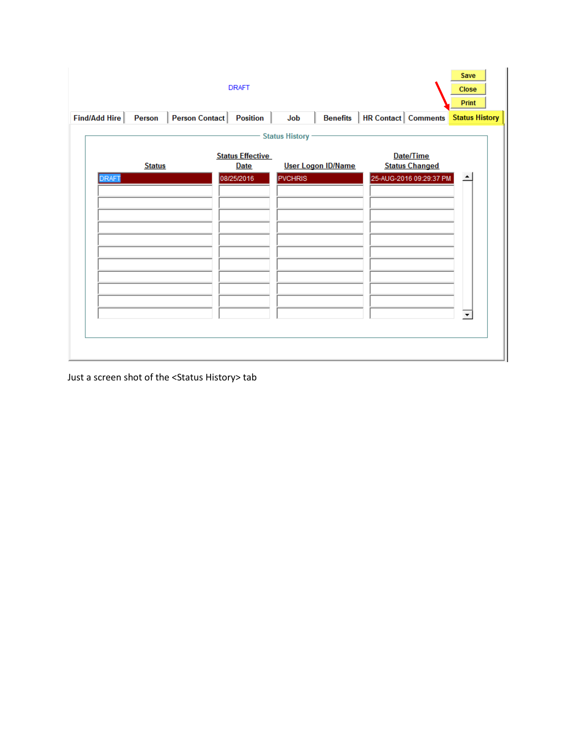DRAFT

Save | Close | Print

Find/Add Hire | Person | Person Contact | Position | Job | Benefits | HR Contact | Comments | Status History

**Status History**

| Status | Status Effective Date | User Logon ID/Name | Date/Time Status Changed |
|---|---|---|---|
| DRAFT | 08/25/2016 | PVCHRIS | 25-AUG-2016 09:29:37 PM |

Just a screen shot of the <Status History> tab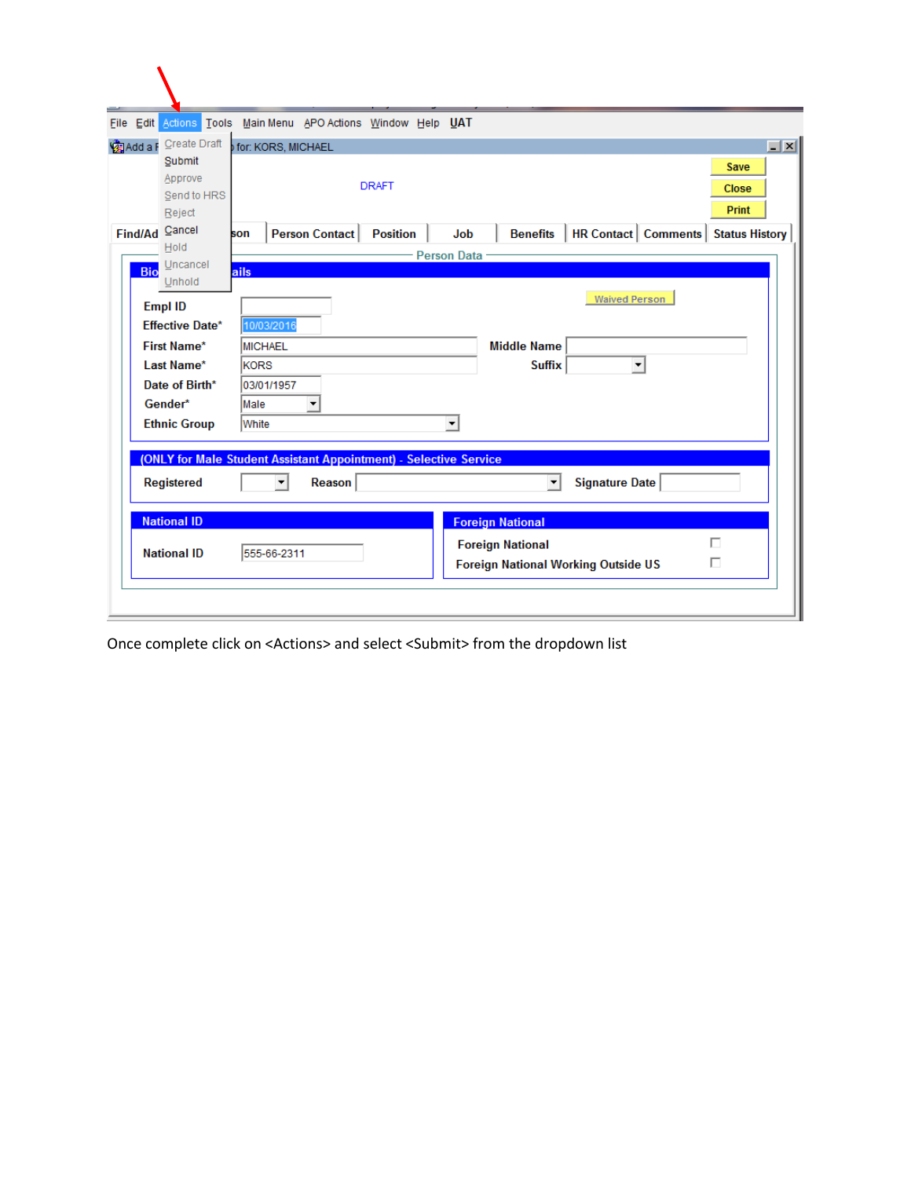Once complete click on <Actions> and select <Submit> from the dropdown list